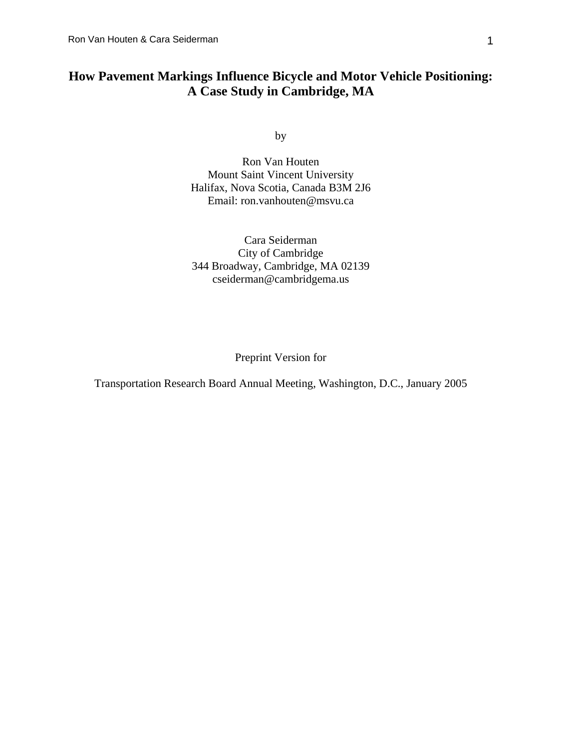# How Pavement Markings Influence Bicycle and Motor Vehicle Positioning: A Case Study in Cambridge, MA

by

Ron Van Houten
Mount Saint Vincent University
Halifax, Nova Scotia, Canada B3M 2J6
Email: ron.vanhouten@msvu.ca

Cara Seiderman
City of Cambridge
344 Broadway, Cambridge, MA 02139
cseiderman@cambridgema.us

Preprint Version for

Transportation Research Board Annual Meeting, Washington, D.C., January 2005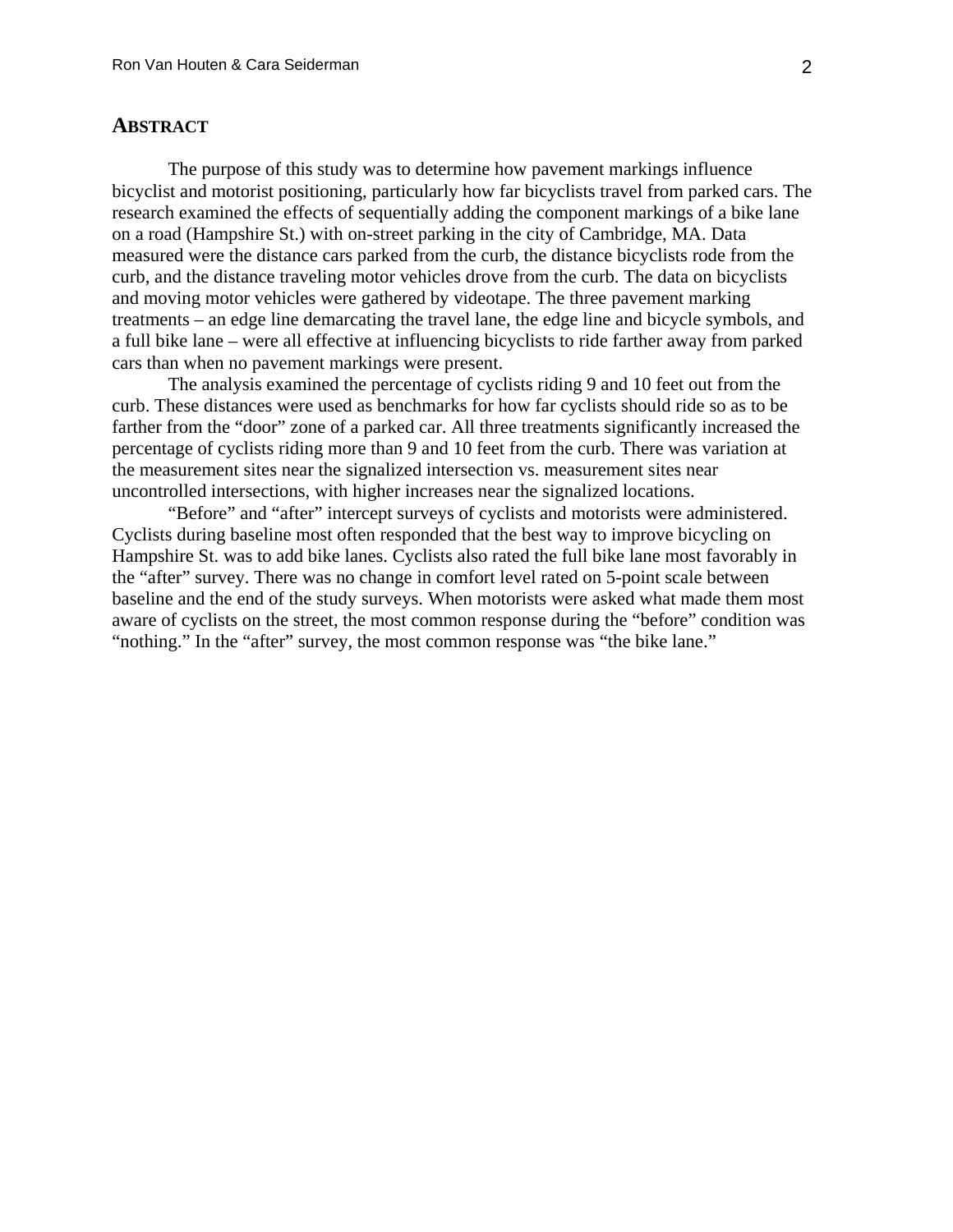## ABSTRACT

The purpose of this study was to determine how pavement markings influence bicyclist and motorist positioning, particularly how far bicyclists travel from parked cars. The research examined the effects of sequentially adding the component markings of a bike lane on a road (Hampshire St.) with on-street parking in the city of Cambridge, MA. Data measured were the distance cars parked from the curb, the distance bicyclists rode from the curb, and the distance traveling motor vehicles drove from the curb. The data on bicyclists and moving motor vehicles were gathered by videotape. The three pavement marking treatments – an edge line demarcating the travel lane, the edge line and bicycle symbols, and a full bike lane – were all effective at influencing bicyclists to ride farther away from parked cars than when no pavement markings were present.

The analysis examined the percentage of cyclists riding 9 and 10 feet out from the curb. These distances were used as benchmarks for how far cyclists should ride so as to be farther from the "door" zone of a parked car. All three treatments significantly increased the percentage of cyclists riding more than 9 and 10 feet from the curb. There was variation at the measurement sites near the signalized intersection vs. measurement sites near uncontrolled intersections, with higher increases near the signalized locations.

"Before" and "after" intercept surveys of cyclists and motorists were administered. Cyclists during baseline most often responded that the best way to improve bicycling on Hampshire St. was to add bike lanes. Cyclists also rated the full bike lane most favorably in the "after" survey. There was no change in comfort level rated on 5-point scale between baseline and the end of the study surveys. When motorists were asked what made them most aware of cyclists on the street, the most common response during the "before" condition was "nothing." In the "after" survey, the most common response was "the bike lane."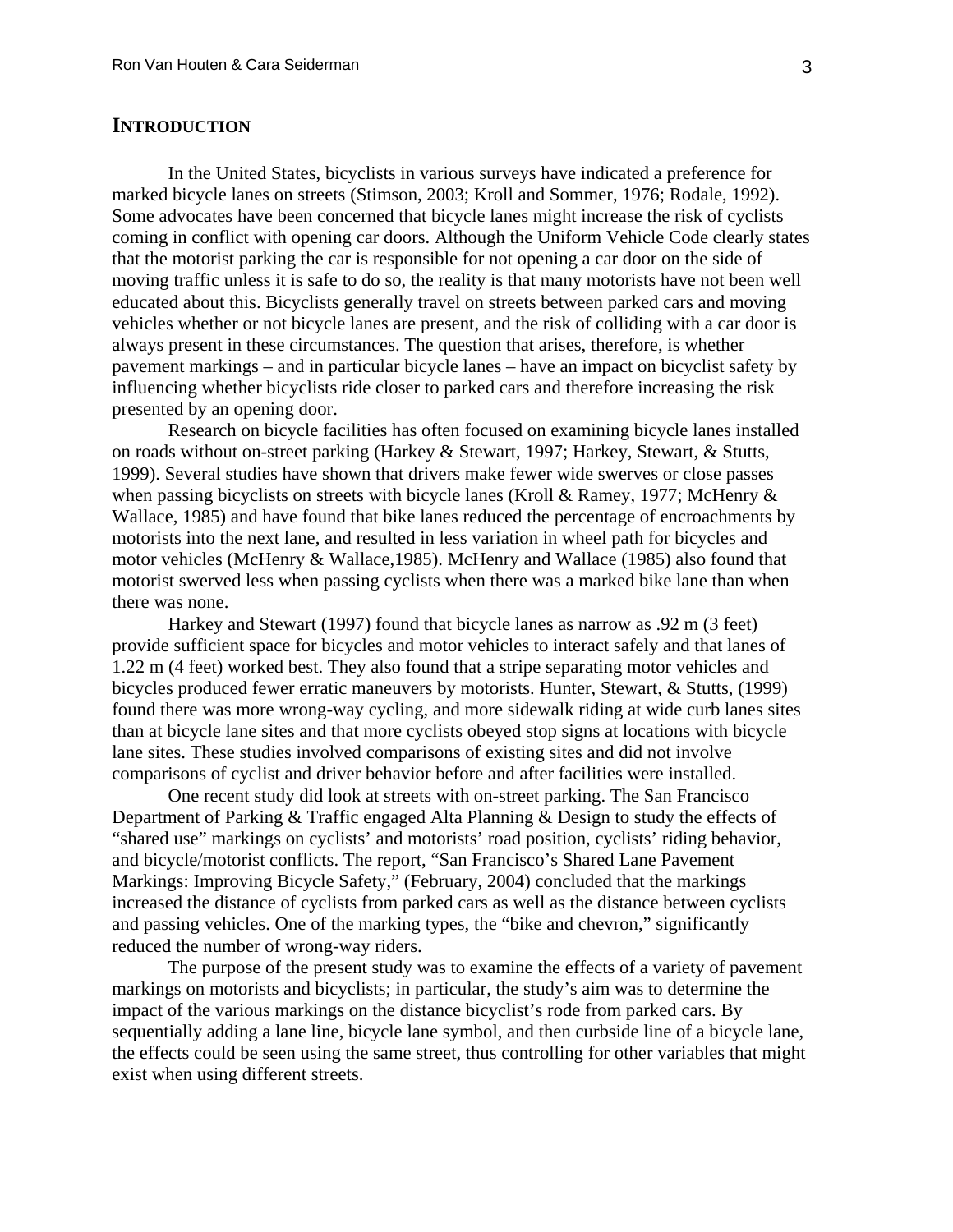## INTRODUCTION

In the United States, bicyclists in various surveys have indicated a preference for marked bicycle lanes on streets (Stimson, 2003; Kroll and Sommer, 1976; Rodale, 1992). Some advocates have been concerned that bicycle lanes might increase the risk of cyclists coming in conflict with opening car doors. Although the Uniform Vehicle Code clearly states that the motorist parking the car is responsible for not opening a car door on the side of moving traffic unless it is safe to do so, the reality is that many motorists have not been well educated about this. Bicyclists generally travel on streets between parked cars and moving vehicles whether or not bicycle lanes are present, and the risk of colliding with a car door is always present in these circumstances. The question that arises, therefore, is whether pavement markings – and in particular bicycle lanes – have an impact on bicyclist safety by influencing whether bicyclists ride closer to parked cars and therefore increasing the risk presented by an opening door.

Research on bicycle facilities has often focused on examining bicycle lanes installed on roads without on-street parking (Harkey & Stewart, 1997; Harkey, Stewart, & Stutts, 1999). Several studies have shown that drivers make fewer wide swerves or close passes when passing bicyclists on streets with bicycle lanes (Kroll & Ramey, 1977; McHenry & Wallace, 1985) and have found that bike lanes reduced the percentage of encroachments by motorists into the next lane, and resulted in less variation in wheel path for bicycles and motor vehicles (McHenry & Wallace,1985). McHenry and Wallace (1985) also found that motorist swerved less when passing cyclists when there was a marked bike lane than when there was none.

Harkey and Stewart (1997) found that bicycle lanes as narrow as .92 m (3 feet) provide sufficient space for bicycles and motor vehicles to interact safely and that lanes of 1.22 m (4 feet) worked best. They also found that a stripe separating motor vehicles and bicycles produced fewer erratic maneuvers by motorists. Hunter, Stewart, & Stutts, (1999) found there was more wrong-way cycling, and more sidewalk riding at wide curb lanes sites than at bicycle lane sites and that more cyclists obeyed stop signs at locations with bicycle lane sites. These studies involved comparisons of existing sites and did not involve comparisons of cyclist and driver behavior before and after facilities were installed.

One recent study did look at streets with on-street parking. The San Francisco Department of Parking & Traffic engaged Alta Planning & Design to study the effects of "shared use" markings on cyclists' and motorists' road position, cyclists' riding behavior, and bicycle/motorist conflicts. The report, "San Francisco's Shared Lane Pavement Markings: Improving Bicycle Safety," (February, 2004) concluded that the markings increased the distance of cyclists from parked cars as well as the distance between cyclists and passing vehicles. One of the marking types, the "bike and chevron," significantly reduced the number of wrong-way riders.

The purpose of the present study was to examine the effects of a variety of pavement markings on motorists and bicyclists; in particular, the study's aim was to determine the impact of the various markings on the distance bicyclist's rode from parked cars. By sequentially adding a lane line, bicycle lane symbol, and then curbside line of a bicycle lane, the effects could be seen using the same street, thus controlling for other variables that might exist when using different streets.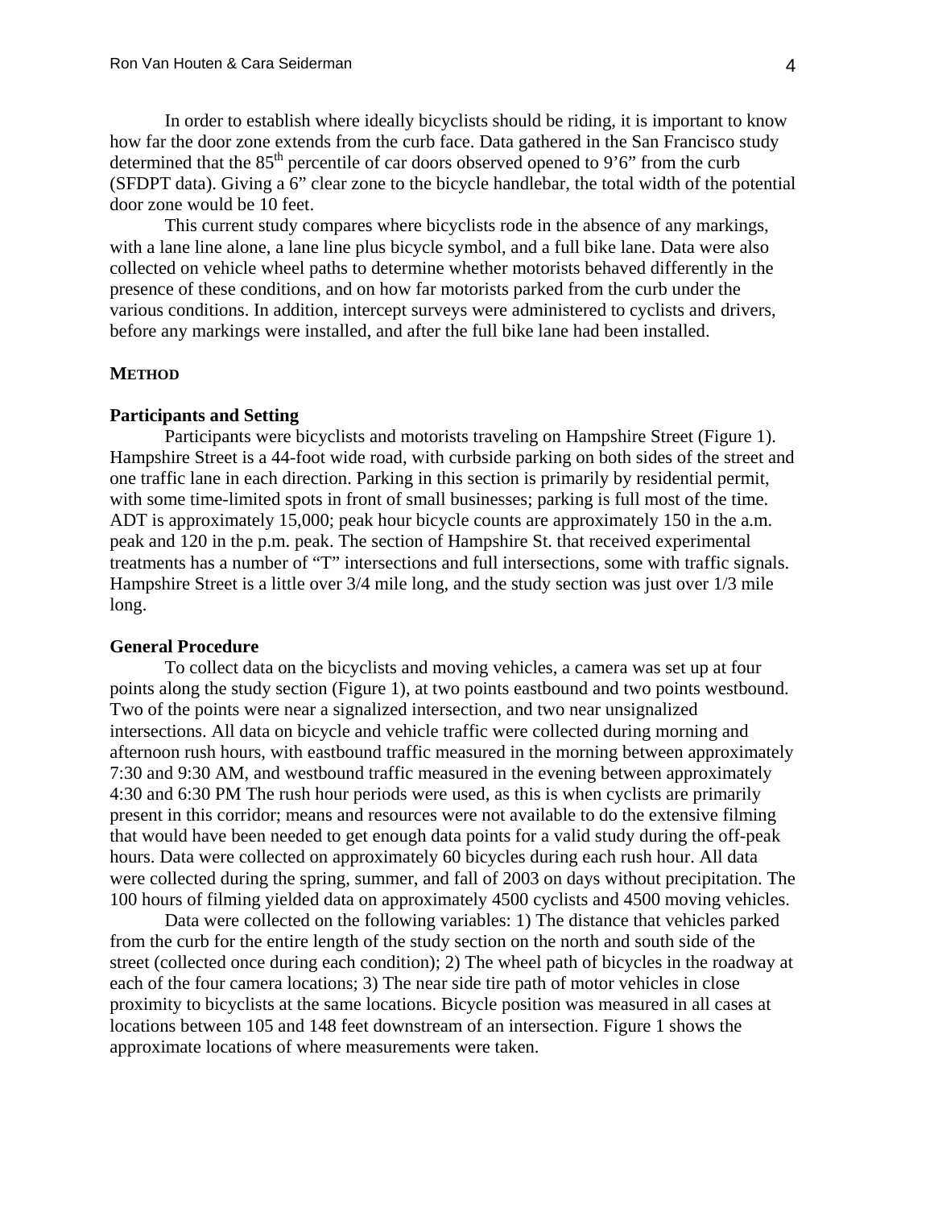In order to establish where ideally bicyclists should be riding, it is important to know how far the door zone extends from the curb face. Data gathered in the San Francisco study determined that the 85th percentile of car doors observed opened to 9'6" from the curb (SFDPT data). Giving a 6" clear zone to the bicycle handlebar, the total width of the potential door zone would be 10 feet.

This current study compares where bicyclists rode in the absence of any markings, with a lane line alone, a lane line plus bicycle symbol, and a full bike lane. Data were also collected on vehicle wheel paths to determine whether motorists behaved differently in the presence of these conditions, and on how far motorists parked from the curb under the various conditions. In addition, intercept surveys were administered to cyclists and drivers, before any markings were installed, and after the full bike lane had been installed.

## METHOD

### Participants and Setting

Participants were bicyclists and motorists traveling on Hampshire Street (Figure 1). Hampshire Street is a 44-foot wide road, with curbside parking on both sides of the street and one traffic lane in each direction. Parking in this section is primarily by residential permit, with some time-limited spots in front of small businesses; parking is full most of the time. ADT is approximately 15,000; peak hour bicycle counts are approximately 150 in the a.m. peak and 120 in the p.m. peak. The section of Hampshire St. that received experimental treatments has a number of "T" intersections and full intersections, some with traffic signals. Hampshire Street is a little over 3/4 mile long, and the study section was just over 1/3 mile long.

### General Procedure

To collect data on the bicyclists and moving vehicles, a camera was set up at four points along the study section (Figure 1), at two points eastbound and two points westbound. Two of the points were near a signalized intersection, and two near unsignalized intersections. All data on bicycle and vehicle traffic were collected during morning and afternoon rush hours, with eastbound traffic measured in the morning between approximately 7:30 and 9:30 AM, and westbound traffic measured in the evening between approximately 4:30 and 6:30 PM The rush hour periods were used, as this is when cyclists are primarily present in this corridor; means and resources were not available to do the extensive filming that would have been needed to get enough data points for a valid study during the off-peak hours. Data were collected on approximately 60 bicycles during each rush hour. All data were collected during the spring, summer, and fall of 2003 on days without precipitation. The 100 hours of filming yielded data on approximately 4500 cyclists and 4500 moving vehicles.

Data were collected on the following variables: 1) The distance that vehicles parked from the curb for the entire length of the study section on the north and south side of the street (collected once during each condition); 2) The wheel path of bicycles in the roadway at each of the four camera locations; 3) The near side tire path of motor vehicles in close proximity to bicyclists at the same locations. Bicycle position was measured in all cases at locations between 105 and 148 feet downstream of an intersection. Figure 1 shows the approximate locations of where measurements were taken.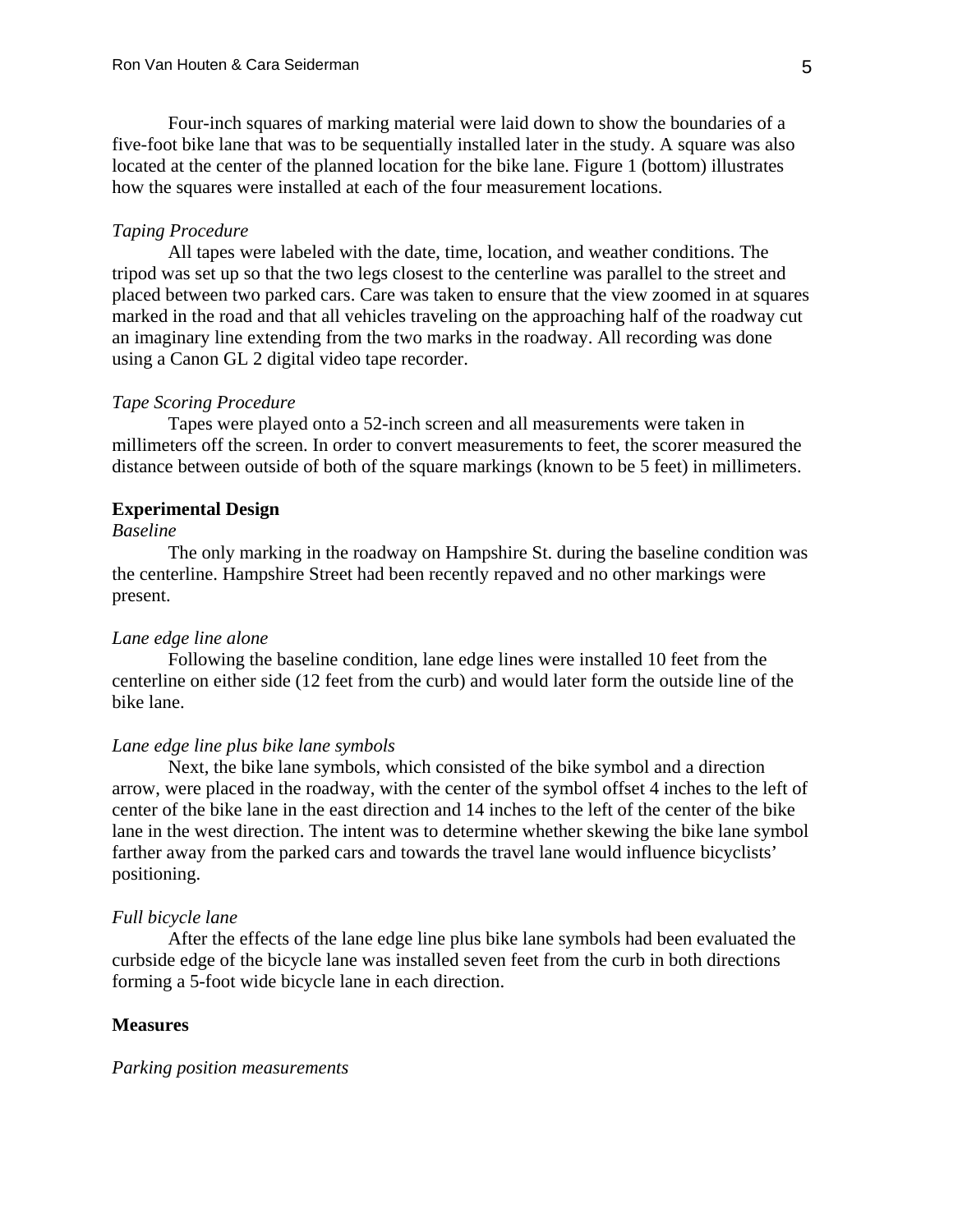Four-inch squares of marking material were laid down to show the boundaries of a five-foot bike lane that was to be sequentially installed later in the study. A square was also located at the center of the planned location for the bike lane. Figure 1 (bottom) illustrates how the squares were installed at each of the four measurement locations.

*Taping Procedure*

All tapes were labeled with the date, time, location, and weather conditions. The tripod was set up so that the two legs closest to the centerline was parallel to the street and placed between two parked cars. Care was taken to ensure that the view zoomed in at squares marked in the road and that all vehicles traveling on the approaching half of the roadway cut an imaginary line extending from the two marks in the roadway. All recording was done using a Canon GL 2 digital video tape recorder.

*Tape Scoring Procedure*

Tapes were played onto a 52-inch screen and all measurements were taken in millimeters off the screen. In order to convert measurements to feet, the scorer measured the distance between outside of both of the square markings (known to be 5 feet) in millimeters.

**Experimental Design**

*Baseline*

The only marking in the roadway on Hampshire St. during the baseline condition was the centerline. Hampshire Street had been recently repaved and no other markings were present.

*Lane edge line alone*

Following the baseline condition, lane edge lines were installed 10 feet from the centerline on either side (12 feet from the curb) and would later form the outside line of the bike lane.

*Lane edge line plus bike lane symbols*

Next, the bike lane symbols, which consisted of the bike symbol and a direction arrow, were placed in the roadway, with the center of the symbol offset 4 inches to the left of center of the bike lane in the east direction and 14 inches to the left of the center of the bike lane in the west direction. The intent was to determine whether skewing the bike lane symbol farther away from the parked cars and towards the travel lane would influence bicyclists' positioning.

*Full bicycle lane*

After the effects of the lane edge line plus bike lane symbols had been evaluated the curbside edge of the bicycle lane was installed seven feet from the curb in both directions forming a 5-foot wide bicycle lane in each direction.

**Measures**

*Parking position measurements*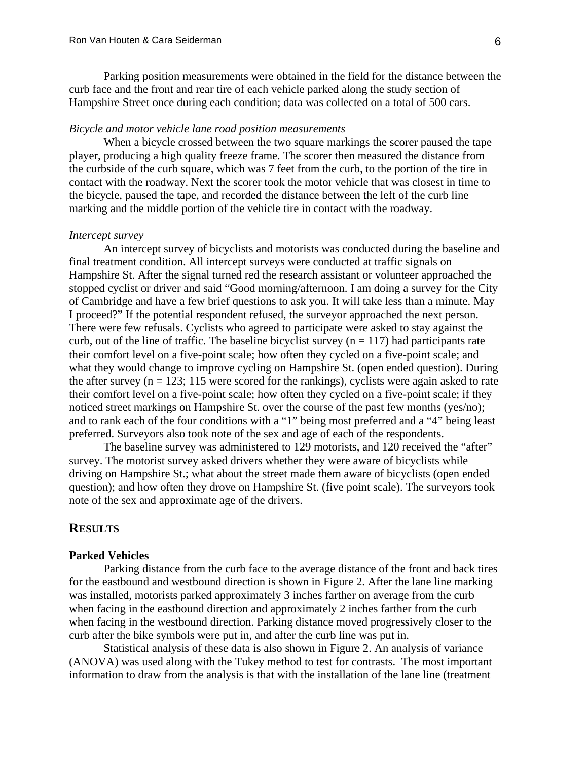Parking position measurements were obtained in the field for the distance between the curb face and the front and rear tire of each vehicle parked along the study section of Hampshire Street once during each condition; data was collected on a total of 500 cars.

*Bicycle and motor vehicle lane road position measurements*

When a bicycle crossed between the two square markings the scorer paused the tape player, producing a high quality freeze frame. The scorer then measured the distance from the curbside of the curb square, which was 7 feet from the curb, to the portion of the tire in contact with the roadway. Next the scorer took the motor vehicle that was closest in time to the bicycle, paused the tape, and recorded the distance between the left of the curb line marking and the middle portion of the vehicle tire in contact with the roadway.

*Intercept survey*

An intercept survey of bicyclists and motorists was conducted during the baseline and final treatment condition. All intercept surveys were conducted at traffic signals on Hampshire St. After the signal turned red the research assistant or volunteer approached the stopped cyclist or driver and said "Good morning/afternoon. I am doing a survey for the City of Cambridge and have a few brief questions to ask you. It will take less than a minute. May I proceed?" If the potential respondent refused, the surveyor approached the next person. There were few refusals. Cyclists who agreed to participate were asked to stay against the curb, out of the line of traffic. The baseline bicyclist survey ($n = 117$) had participants rate their comfort level on a five-point scale; how often they cycled on a five-point scale; and what they would change to improve cycling on Hampshire St. (open ended question). During the after survey ($n = 123$; 115 were scored for the rankings), cyclists were again asked to rate their comfort level on a five-point scale; how often they cycled on a five-point scale; if they noticed street markings on Hampshire St. over the course of the past few months (yes/no); and to rank each of the four conditions with a "1" being most preferred and a "4" being least preferred. Surveyors also took note of the sex and age of each of the respondents.

The baseline survey was administered to 129 motorists, and 120 received the "after" survey. The motorist survey asked drivers whether they were aware of bicyclists while driving on Hampshire St.; what about the street made them aware of bicyclists (open ended question); and how often they drove on Hampshire St. (five point scale). The surveyors took note of the sex and approximate age of the drivers.

## RESULTS

### Parked Vehicles

Parking distance from the curb face to the average distance of the front and back tires for the eastbound and westbound direction is shown in Figure 2. After the lane line marking was installed, motorists parked approximately 3 inches farther on average from the curb when facing in the eastbound direction and approximately 2 inches farther from the curb when facing in the westbound direction. Parking distance moved progressively closer to the curb after the bike symbols were put in, and after the curb line was put in.

Statistical analysis of these data is also shown in Figure 2. An analysis of variance (ANOVA) was used along with the Tukey method to test for contrasts. The most important information to draw from the analysis is that with the installation of the lane line (treatment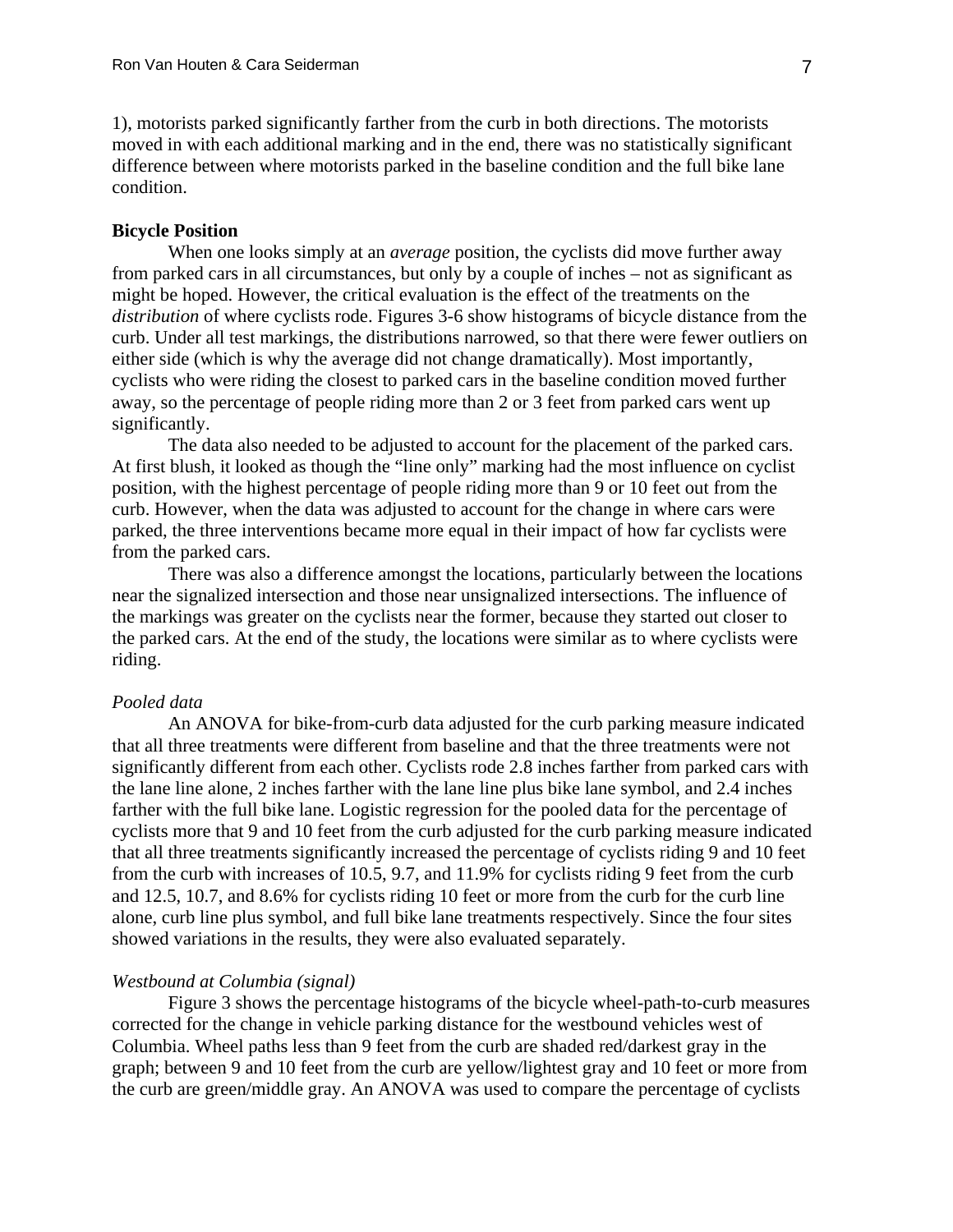1), motorists parked significantly farther from the curb in both directions. The motorists moved in with each additional marking and in the end, there was no statistically significant difference between where motorists parked in the baseline condition and the full bike lane condition.

**Bicycle Position**

When one looks simply at an *average* position, the cyclists did move further away from parked cars in all circumstances, but only by a couple of inches – not as significant as might be hoped. However, the critical evaluation is the effect of the treatments on the *distribution* of where cyclists rode. Figures 3-6 show histograms of bicycle distance from the curb. Under all test markings, the distributions narrowed, so that there were fewer outliers on either side (which is why the average did not change dramatically). Most importantly, cyclists who were riding the closest to parked cars in the baseline condition moved further away, so the percentage of people riding more than 2 or 3 feet from parked cars went up significantly.

The data also needed to be adjusted to account for the placement of the parked cars. At first blush, it looked as though the "line only" marking had the most influence on cyclist position, with the highest percentage of people riding more than 9 or 10 feet out from the curb. However, when the data was adjusted to account for the change in where cars were parked, the three interventions became more equal in their impact of how far cyclists were from the parked cars.

There was also a difference amongst the locations, particularly between the locations near the signalized intersection and those near unsignalized intersections. The influence of the markings was greater on the cyclists near the former, because they started out closer to the parked cars. At the end of the study, the locations were similar as to where cyclists were riding.

*Pooled data*

An ANOVA for bike-from-curb data adjusted for the curb parking measure indicated that all three treatments were different from baseline and that the three treatments were not significantly different from each other. Cyclists rode 2.8 inches farther from parked cars with the lane line alone, 2 inches farther with the lane line plus bike lane symbol, and 2.4 inches farther with the full bike lane. Logistic regression for the pooled data for the percentage of cyclists more that 9 and 10 feet from the curb adjusted for the curb parking measure indicated that all three treatments significantly increased the percentage of cyclists riding 9 and 10 feet from the curb with increases of 10.5, 9.7, and 11.9% for cyclists riding 9 feet from the curb and 12.5, 10.7, and 8.6% for cyclists riding 10 feet or more from the curb for the curb line alone, curb line plus symbol, and full bike lane treatments respectively. Since the four sites showed variations in the results, they were also evaluated separately.

*Westbound at Columbia (signal)*

Figure 3 shows the percentage histograms of the bicycle wheel-path-to-curb measures corrected for the change in vehicle parking distance for the westbound vehicles west of Columbia. Wheel paths less than 9 feet from the curb are shaded red/darkest gray in the graph; between 9 and 10 feet from the curb are yellow/lightest gray and 10 feet or more from the curb are green/middle gray. An ANOVA was used to compare the percentage of cyclists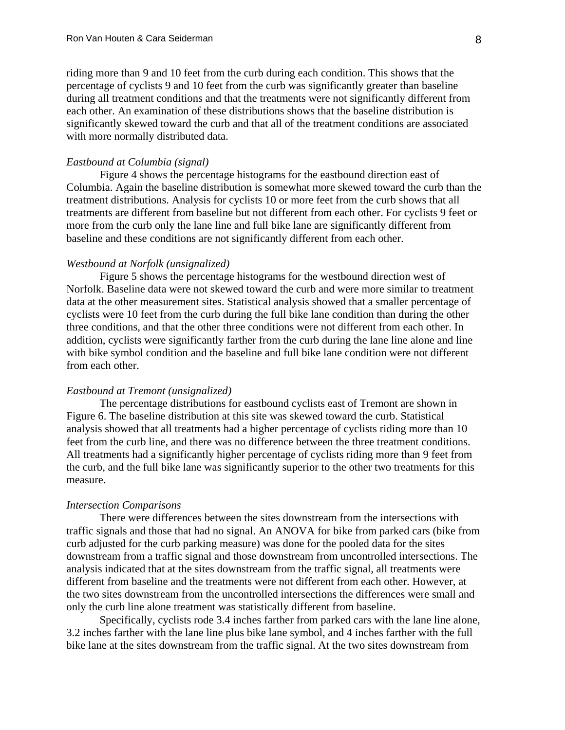riding more than 9 and 10 feet from the curb during each condition. This shows that the percentage of cyclists 9 and 10 feet from the curb was significantly greater than baseline during all treatment conditions and that the treatments were not significantly different from each other. An examination of these distributions shows that the baseline distribution is significantly skewed toward the curb and that all of the treatment conditions are associated with more normally distributed data.

*Eastbound at Columbia (signal)*

Figure 4 shows the percentage histograms for the eastbound direction east of Columbia. Again the baseline distribution is somewhat more skewed toward the curb than the treatment distributions. Analysis for cyclists 10 or more feet from the curb shows that all treatments are different from baseline but not different from each other. For cyclists 9 feet or more from the curb only the lane line and full bike lane are significantly different from baseline and these conditions are not significantly different from each other.

*Westbound at Norfolk (unsignalized)*

Figure 5 shows the percentage histograms for the westbound direction west of Norfolk. Baseline data were not skewed toward the curb and were more similar to treatment data at the other measurement sites. Statistical analysis showed that a smaller percentage of cyclists were 10 feet from the curb during the full bike lane condition than during the other three conditions, and that the other three conditions were not different from each other. In addition, cyclists were significantly farther from the curb during the lane line alone and line with bike symbol condition and the baseline and full bike lane condition were not different from each other.

*Eastbound at Tremont (unsignalized)*

The percentage distributions for eastbound cyclists east of Tremont are shown in Figure 6. The baseline distribution at this site was skewed toward the curb. Statistical analysis showed that all treatments had a higher percentage of cyclists riding more than 10 feet from the curb line, and there was no difference between the three treatment conditions. All treatments had a significantly higher percentage of cyclists riding more than 9 feet from the curb, and the full bike lane was significantly superior to the other two treatments for this measure.

*Intersection Comparisons*

There were differences between the sites downstream from the intersections with traffic signals and those that had no signal. An ANOVA for bike from parked cars (bike from curb adjusted for the curb parking measure) was done for the pooled data for the sites downstream from a traffic signal and those downstream from uncontrolled intersections. The analysis indicated that at the sites downstream from the traffic signal, all treatments were different from baseline and the treatments were not different from each other. However, at the two sites downstream from the uncontrolled intersections the differences were small and only the curb line alone treatment was statistically different from baseline.

Specifically, cyclists rode 3.4 inches farther from parked cars with the lane line alone, 3.2 inches farther with the lane line plus bike lane symbol, and 4 inches farther with the full bike lane at the sites downstream from the traffic signal. At the two sites downstream from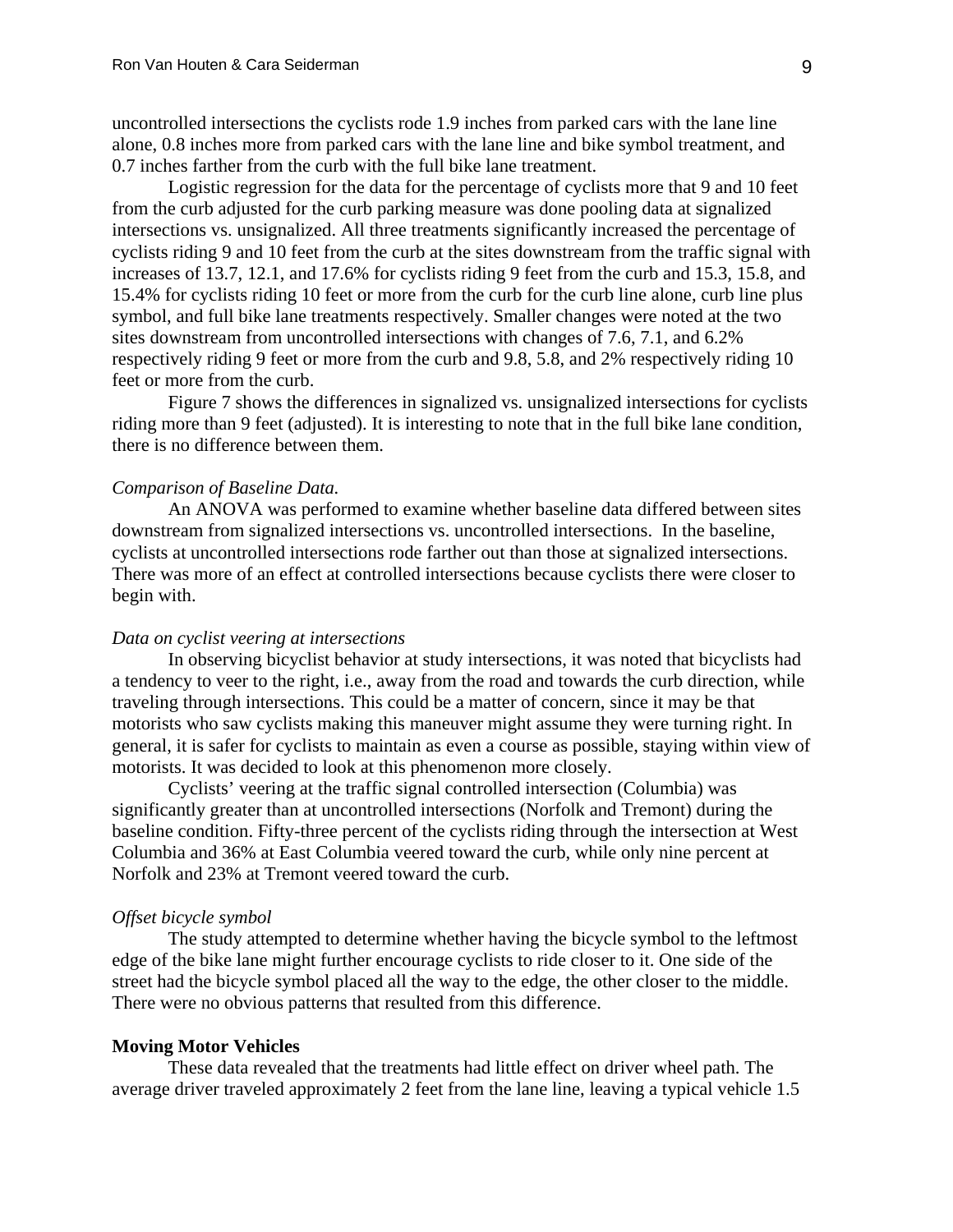uncontrolled intersections the cyclists rode 1.9 inches from parked cars with the lane line alone, 0.8 inches more from parked cars with the lane line and bike symbol treatment, and 0.7 inches farther from the curb with the full bike lane treatment.

Logistic regression for the data for the percentage of cyclists more that 9 and 10 feet from the curb adjusted for the curb parking measure was done pooling data at signalized intersections vs. unsignalized. All three treatments significantly increased the percentage of cyclists riding 9 and 10 feet from the curb at the sites downstream from the traffic signal with increases of 13.7, 12.1, and 17.6% for cyclists riding 9 feet from the curb and 15.3, 15.8, and 15.4% for cyclists riding 10 feet or more from the curb for the curb line alone, curb line plus symbol, and full bike lane treatments respectively. Smaller changes were noted at the two sites downstream from uncontrolled intersections with changes of 7.6, 7.1, and 6.2% respectively riding 9 feet or more from the curb and 9.8, 5.8, and 2% respectively riding 10 feet or more from the curb.

Figure 7 shows the differences in signalized vs. unsignalized intersections for cyclists riding more than 9 feet (adjusted). It is interesting to note that in the full bike lane condition, there is no difference between them.

*Comparison of Baseline Data.*

An ANOVA was performed to examine whether baseline data differed between sites downstream from signalized intersections vs. uncontrolled intersections. In the baseline, cyclists at uncontrolled intersections rode farther out than those at signalized intersections. There was more of an effect at controlled intersections because cyclists there were closer to begin with.

*Data on cyclist veering at intersections*

In observing bicyclist behavior at study intersections, it was noted that bicyclists had a tendency to veer to the right, i.e., away from the road and towards the curb direction, while traveling through intersections. This could be a matter of concern, since it may be that motorists who saw cyclists making this maneuver might assume they were turning right. In general, it is safer for cyclists to maintain as even a course as possible, staying within view of motorists. It was decided to look at this phenomenon more closely.

Cyclists' veering at the traffic signal controlled intersection (Columbia) was significantly greater than at uncontrolled intersections (Norfolk and Tremont) during the baseline condition. Fifty-three percent of the cyclists riding through the intersection at West Columbia and 36% at East Columbia veered toward the curb, while only nine percent at Norfolk and 23% at Tremont veered toward the curb.

*Offset bicycle symbol*

The study attempted to determine whether having the bicycle symbol to the leftmost edge of the bike lane might further encourage cyclists to ride closer to it. One side of the street had the bicycle symbol placed all the way to the edge, the other closer to the middle. There were no obvious patterns that resulted from this difference.

**Moving Motor Vehicles**

These data revealed that the treatments had little effect on driver wheel path. The average driver traveled approximately 2 feet from the lane line, leaving a typical vehicle 1.5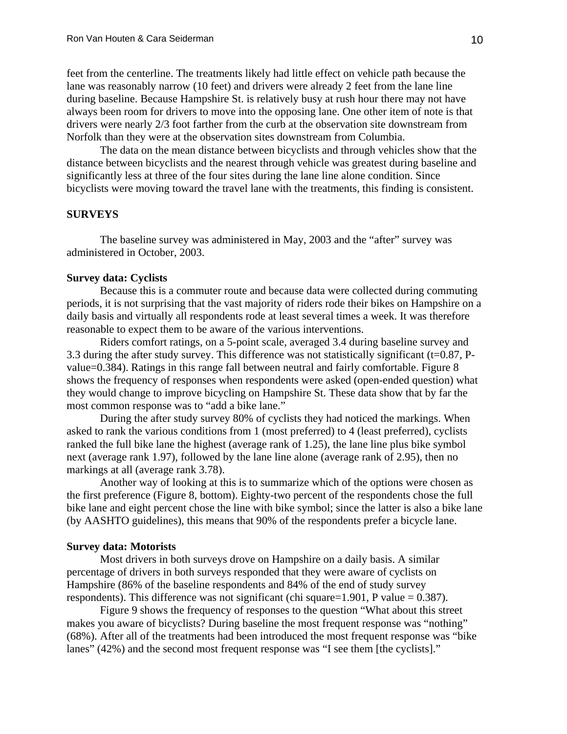feet from the centerline. The treatments likely had little effect on vehicle path because the lane was reasonably narrow (10 feet) and drivers were already 2 feet from the lane line during baseline. Because Hampshire St. is relatively busy at rush hour there may not have always been room for drivers to move into the opposing lane. One other item of note is that drivers were nearly 2/3 foot farther from the curb at the observation site downstream from Norfolk than they were at the observation sites downstream from Columbia.

The data on the mean distance between bicyclists and through vehicles show that the distance between bicyclists and the nearest through vehicle was greatest during baseline and significantly less at three of the four sites during the lane line alone condition. Since bicyclists were moving toward the travel lane with the treatments, this finding is consistent.

## SURVEYS

The baseline survey was administered in May, 2003 and the "after" survey was administered in October, 2003.

### Survey data: Cyclists

Because this is a commuter route and because data were collected during commuting periods, it is not surprising that the vast majority of riders rode their bikes on Hampshire on a daily basis and virtually all respondents rode at least several times a week. It was therefore reasonable to expect them to be aware of the various interventions.

Riders comfort ratings, on a 5-point scale, averaged 3.4 during baseline survey and 3.3 during the after study survey. This difference was not statistically significant (t=0.87, P-value=0.384). Ratings in this range fall between neutral and fairly comfortable. Figure 8 shows the frequency of responses when respondents were asked (open-ended question) what they would change to improve bicycling on Hampshire St. These data show that by far the most common response was to "add a bike lane."

During the after study survey 80% of cyclists they had noticed the markings. When asked to rank the various conditions from 1 (most preferred) to 4 (least preferred), cyclists ranked the full bike lane the highest (average rank of 1.25), the lane line plus bike symbol next (average rank 1.97), followed by the lane line alone (average rank of 2.95), then no markings at all (average rank 3.78).

Another way of looking at this is to summarize which of the options were chosen as the first preference (Figure 8, bottom). Eighty-two percent of the respondents chose the full bike lane and eight percent chose the line with bike symbol; since the latter is also a bike lane (by AASHTO guidelines), this means that 90% of the respondents prefer a bicycle lane.

### Survey data: Motorists

Most drivers in both surveys drove on Hampshire on a daily basis. A similar percentage of drivers in both surveys responded that they were aware of cyclists on Hampshire (86% of the baseline respondents and 84% of the end of study survey respondents). This difference was not significant (chi square=1.901, P value = 0.387).

Figure 9 shows the frequency of responses to the question "What about this street makes you aware of bicyclists? During baseline the most frequent response was "nothing" (68%). After all of the treatments had been introduced the most frequent response was "bike lanes" (42%) and the second most frequent response was "I see them [the cyclists]."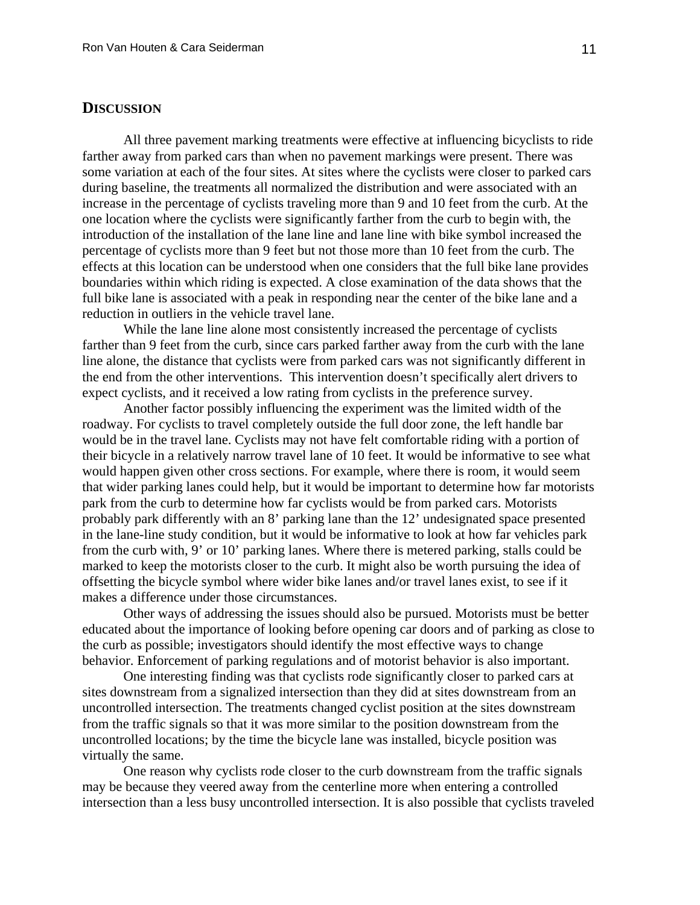## DISCUSSION

All three pavement marking treatments were effective at influencing bicyclists to ride farther away from parked cars than when no pavement markings were present. There was some variation at each of the four sites. At sites where the cyclists were closer to parked cars during baseline, the treatments all normalized the distribution and were associated with an increase in the percentage of cyclists traveling more than 9 and 10 feet from the curb. At the one location where the cyclists were significantly farther from the curb to begin with, the introduction of the installation of the lane line and lane line with bike symbol increased the percentage of cyclists more than 9 feet but not those more than 10 feet from the curb. The effects at this location can be understood when one considers that the full bike lane provides boundaries within which riding is expected. A close examination of the data shows that the full bike lane is associated with a peak in responding near the center of the bike lane and a reduction in outliers in the vehicle travel lane.

While the lane line alone most consistently increased the percentage of cyclists farther than 9 feet from the curb, since cars parked farther away from the curb with the lane line alone, the distance that cyclists were from parked cars was not significantly different in the end from the other interventions. This intervention doesn't specifically alert drivers to expect cyclists, and it received a low rating from cyclists in the preference survey.

Another factor possibly influencing the experiment was the limited width of the roadway. For cyclists to travel completely outside the full door zone, the left handle bar would be in the travel lane. Cyclists may not have felt comfortable riding with a portion of their bicycle in a relatively narrow travel lane of 10 feet. It would be informative to see what would happen given other cross sections. For example, where there is room, it would seem that wider parking lanes could help, but it would be important to determine how far motorists park from the curb to determine how far cyclists would be from parked cars. Motorists probably park differently with an 8' parking lane than the 12' undesignated space presented in the lane-line study condition, but it would be informative to look at how far vehicles park from the curb with, 9' or 10' parking lanes. Where there is metered parking, stalls could be marked to keep the motorists closer to the curb. It might also be worth pursuing the idea of offsetting the bicycle symbol where wider bike lanes and/or travel lanes exist, to see if it makes a difference under those circumstances.

Other ways of addressing the issues should also be pursued. Motorists must be better educated about the importance of looking before opening car doors and of parking as close to the curb as possible; investigators should identify the most effective ways to change behavior. Enforcement of parking regulations and of motorist behavior is also important.

One interesting finding was that cyclists rode significantly closer to parked cars at sites downstream from a signalized intersection than they did at sites downstream from an uncontrolled intersection. The treatments changed cyclist position at the sites downstream from the traffic signals so that it was more similar to the position downstream from the uncontrolled locations; by the time the bicycle lane was installed, bicycle position was virtually the same.

One reason why cyclists rode closer to the curb downstream from the traffic signals may be because they veered away from the centerline more when entering a controlled intersection than a less busy uncontrolled intersection. It is also possible that cyclists traveled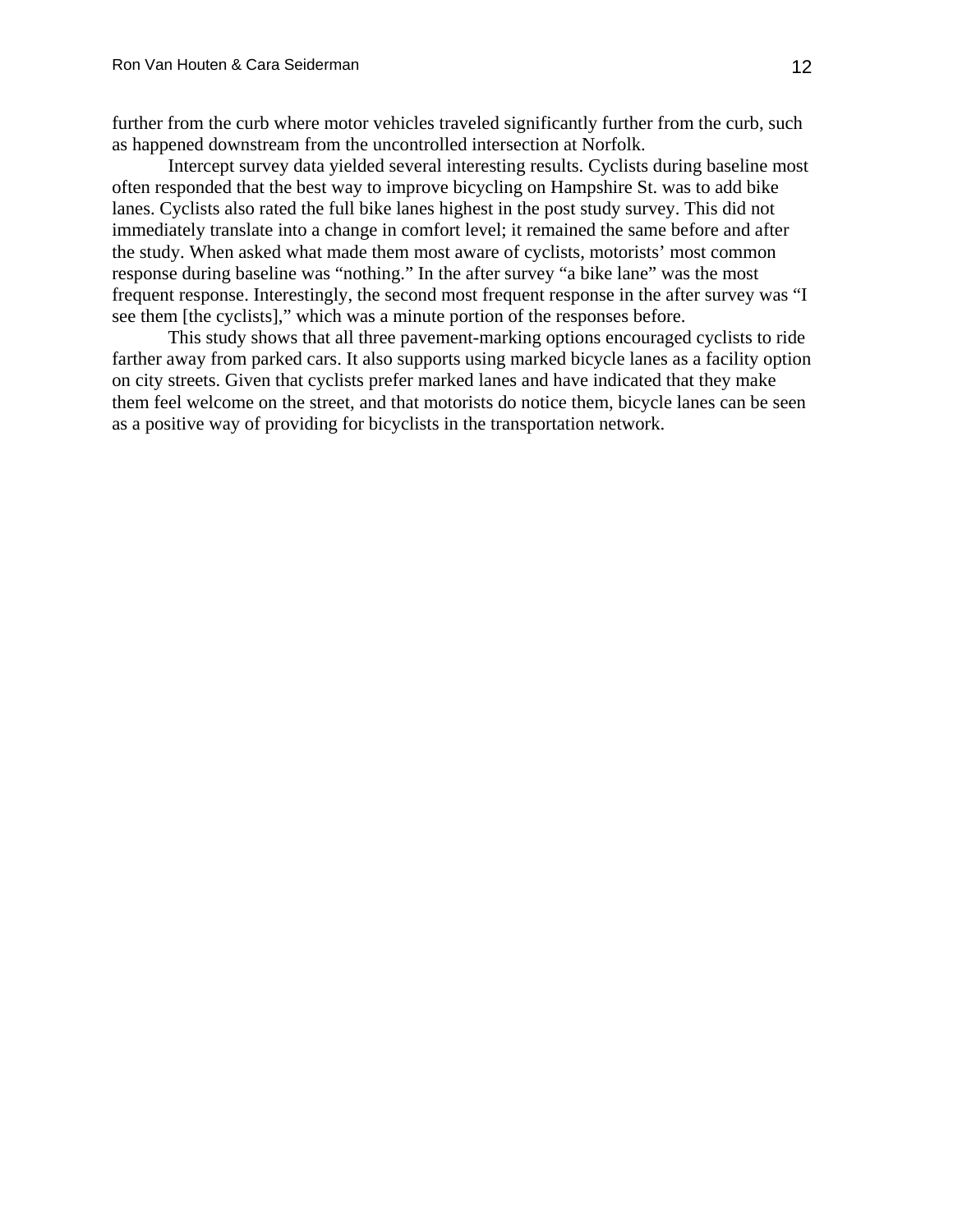further from the curb where motor vehicles traveled significantly further from the curb, such as happened downstream from the uncontrolled intersection at Norfolk.

Intercept survey data yielded several interesting results. Cyclists during baseline most often responded that the best way to improve bicycling on Hampshire St. was to add bike lanes. Cyclists also rated the full bike lanes highest in the post study survey. This did not immediately translate into a change in comfort level; it remained the same before and after the study. When asked what made them most aware of cyclists, motorists' most common response during baseline was "nothing." In the after survey "a bike lane" was the most frequent response. Interestingly, the second most frequent response in the after survey was "I see them [the cyclists]," which was a minute portion of the responses before.

This study shows that all three pavement-marking options encouraged cyclists to ride farther away from parked cars. It also supports using marked bicycle lanes as a facility option on city streets. Given that cyclists prefer marked lanes and have indicated that they make them feel welcome on the street, and that motorists do notice them, bicycle lanes can be seen as a positive way of providing for bicyclists in the transportation network.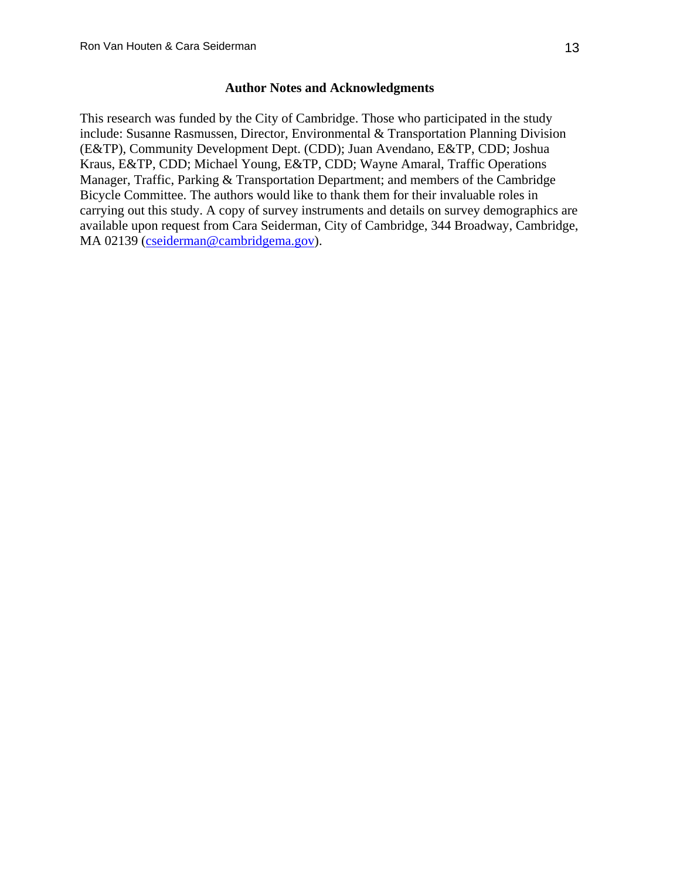## Author Notes and Acknowledgments

This research was funded by the City of Cambridge. Those who participated in the study include: Susanne Rasmussen, Director, Environmental & Transportation Planning Division (E&TP), Community Development Dept. (CDD); Juan Avendano, E&TP, CDD; Joshua Kraus, E&TP, CDD; Michael Young, E&TP, CDD; Wayne Amaral, Traffic Operations Manager, Traffic, Parking & Transportation Department; and members of the Cambridge Bicycle Committee. The authors would like to thank them for their invaluable roles in carrying out this study. A copy of survey instruments and details on survey demographics are available upon request from Cara Seiderman, City of Cambridge, 344 Broadway, Cambridge, MA 02139 (cseiderman@cambridgema.gov).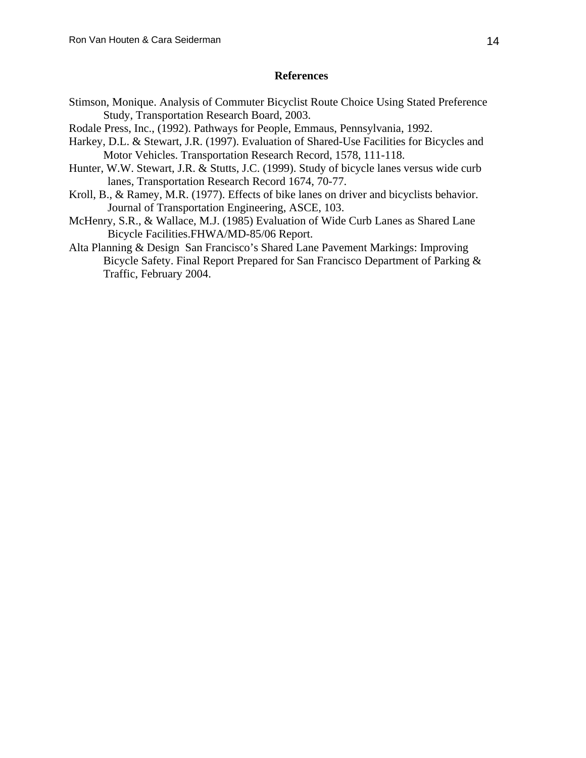## References

Stimson, Monique. Analysis of Commuter Bicyclist Route Choice Using Stated Preference Study, Transportation Research Board, 2003.

Rodale Press, Inc., (1992). Pathways for People, Emmaus, Pennsylvania, 1992.

Harkey, D.L. & Stewart, J.R. (1997). Evaluation of Shared-Use Facilities for Bicycles and Motor Vehicles. Transportation Research Record, 1578, 111-118.

Hunter, W.W. Stewart, J.R. & Stutts, J.C. (1999). Study of bicycle lanes versus wide curb lanes, Transportation Research Record 1674, 70-77.

Kroll, B., & Ramey, M.R. (1977). Effects of bike lanes on driver and bicyclists behavior. Journal of Transportation Engineering, ASCE, 103.

McHenry, S.R., & Wallace, M.J. (1985) Evaluation of Wide Curb Lanes as Shared Lane Bicycle Facilities.FHWA/MD-85/06 Report.

Alta Planning & Design San Francisco's Shared Lane Pavement Markings: Improving Bicycle Safety. Final Report Prepared for San Francisco Department of Parking & Traffic, February 2004.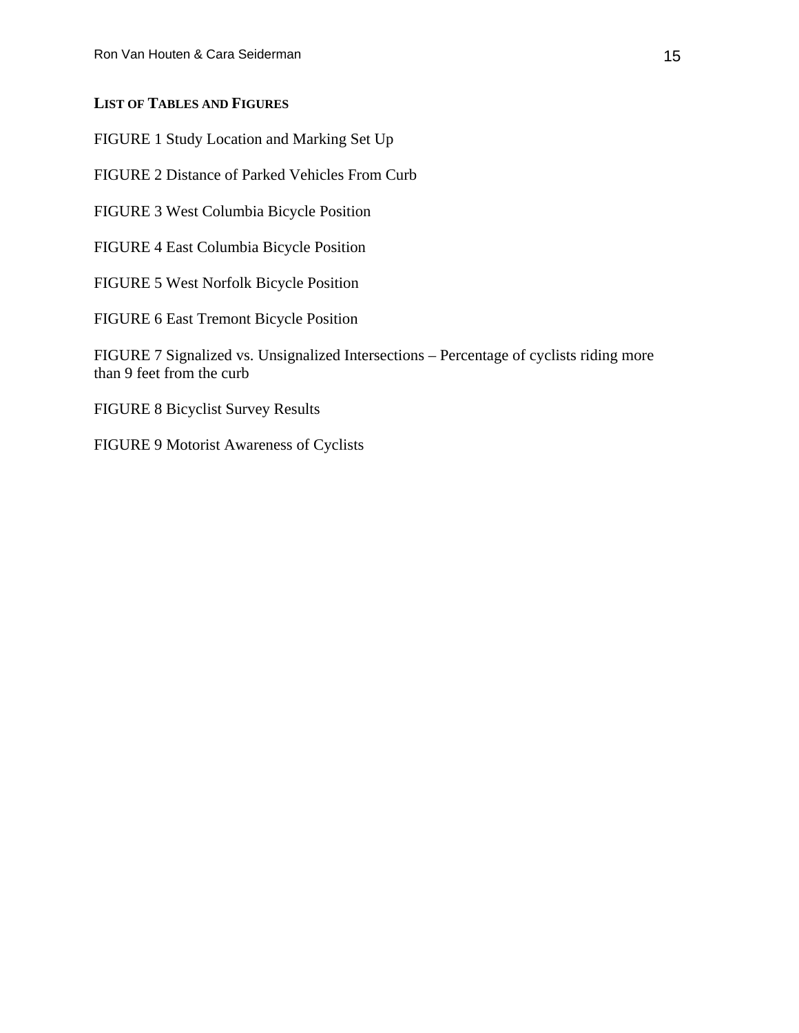## LIST OF TABLES AND FIGURES

FIGURE 1 Study Location and Marking Set Up

FIGURE 2 Distance of Parked Vehicles From Curb

FIGURE 3 West Columbia Bicycle Position

FIGURE 4 East Columbia Bicycle Position

FIGURE 5 West Norfolk Bicycle Position

FIGURE 6 East Tremont Bicycle Position

FIGURE 7 Signalized vs. Unsignalized Intersections – Percentage of cyclists riding more than 9 feet from the curb

FIGURE 8 Bicyclist Survey Results

FIGURE 9 Motorist Awareness of Cyclists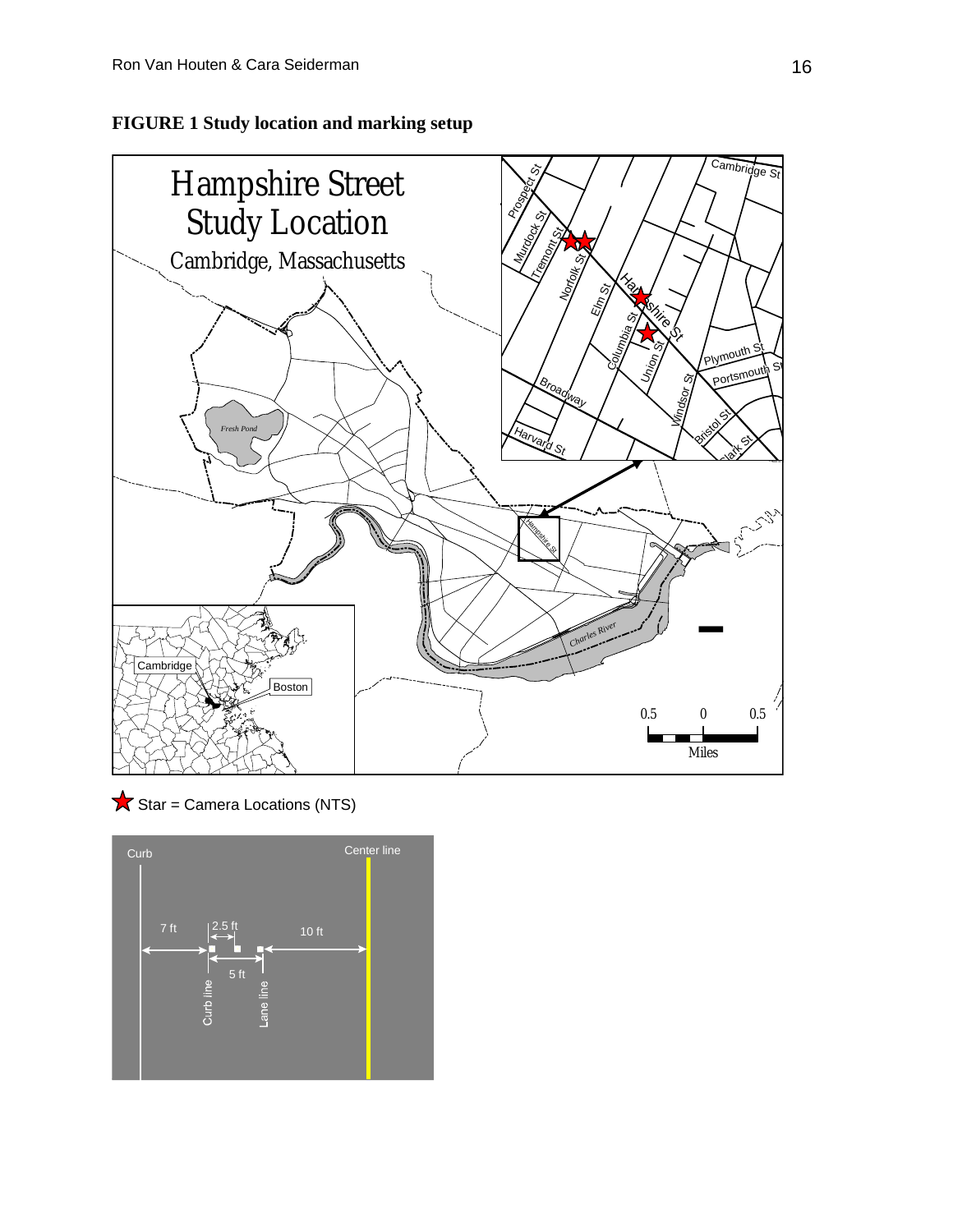**FIGURE 1 Study location and marking setup**

Hampshire Street Study Location

Cambridge, Massachusetts

Star = Camera Locations (NTS)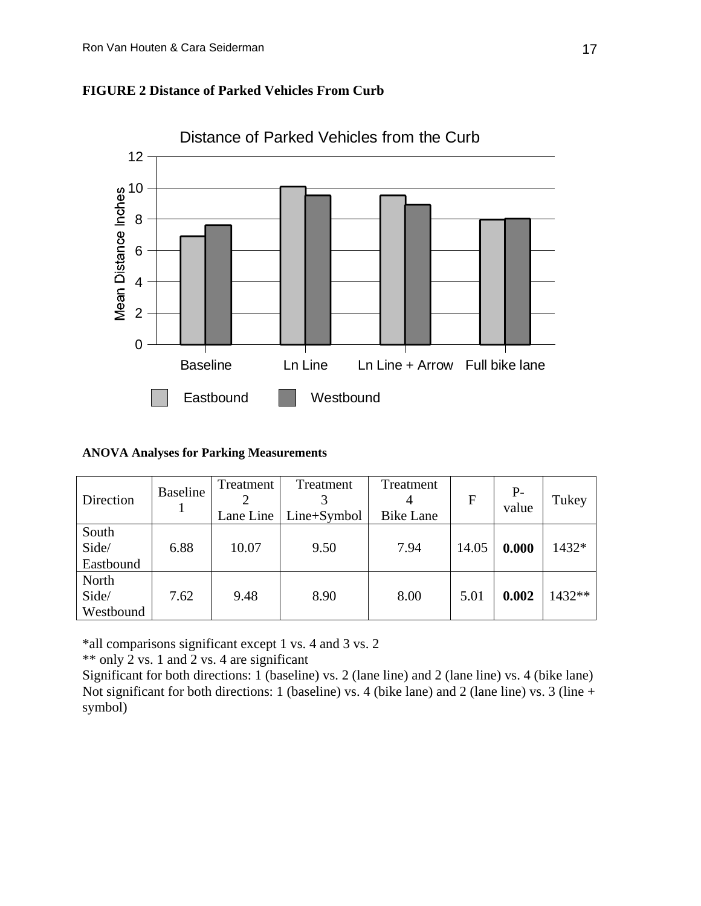**FIGURE 2 Distance of Parked Vehicles From Curb**

**ANOVA Analyses for Parking Measurements**

| Direction | Baseline 1 | Treatment 2 Lane Line | Treatment 3 Line+Symbol | Treatment 4 Bike Lane | F | P-value | Tukey |
|---|---|---|---|---|---|---|---|
| South Side/ Eastbound | 6.88 | 10.07 | 9.50 | 7.94 | 14.05 | **0.000** | 1432* |
| North Side/ Westbound | 7.62 | 9.48 | 8.90 | 8.00 | 5.01 | **0.002** | 1432** |

*all comparisons significant except 1 vs. 4 and 3 vs. 2
** only 2 vs. 1 and 2 vs. 4 are significant
Significant for both directions: 1 (baseline) vs. 2 (lane line) and 2 (lane line) vs. 4 (bike lane)
Not significant for both directions: 1 (baseline) vs. 4 (bike lane) and 2 (lane line) vs. 3 (line + symbol)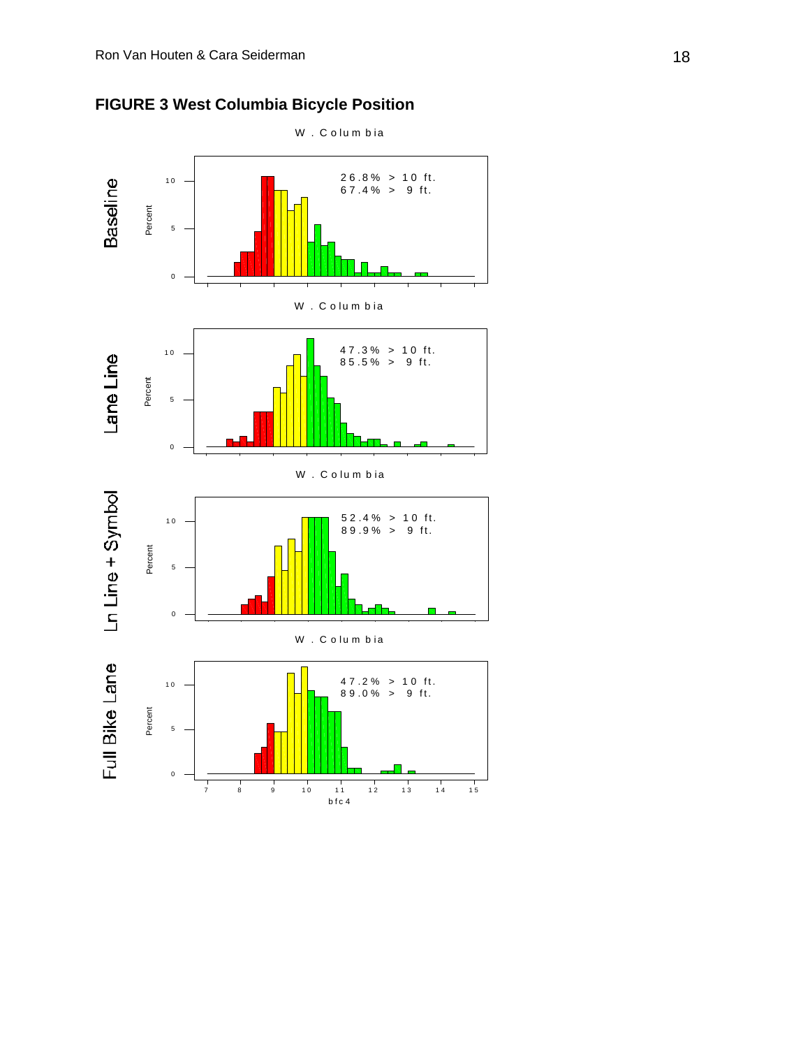**FIGURE 3 West Columbia Bicycle Position**

W . Columbia

Baseline

26.8% > 10 ft.
67.4% > 9 ft.

W . Columbia

Lane Line

47.3% > 10 ft.
85.5% > 9 ft.

W . Columbia

Ln Line + Symbol

52.4% > 10 ft.
89.9% > 9 ft.

W . Columbia

Full Bike Lane

47.2% > 10 ft.
89.0% > 9 ft.

bfc4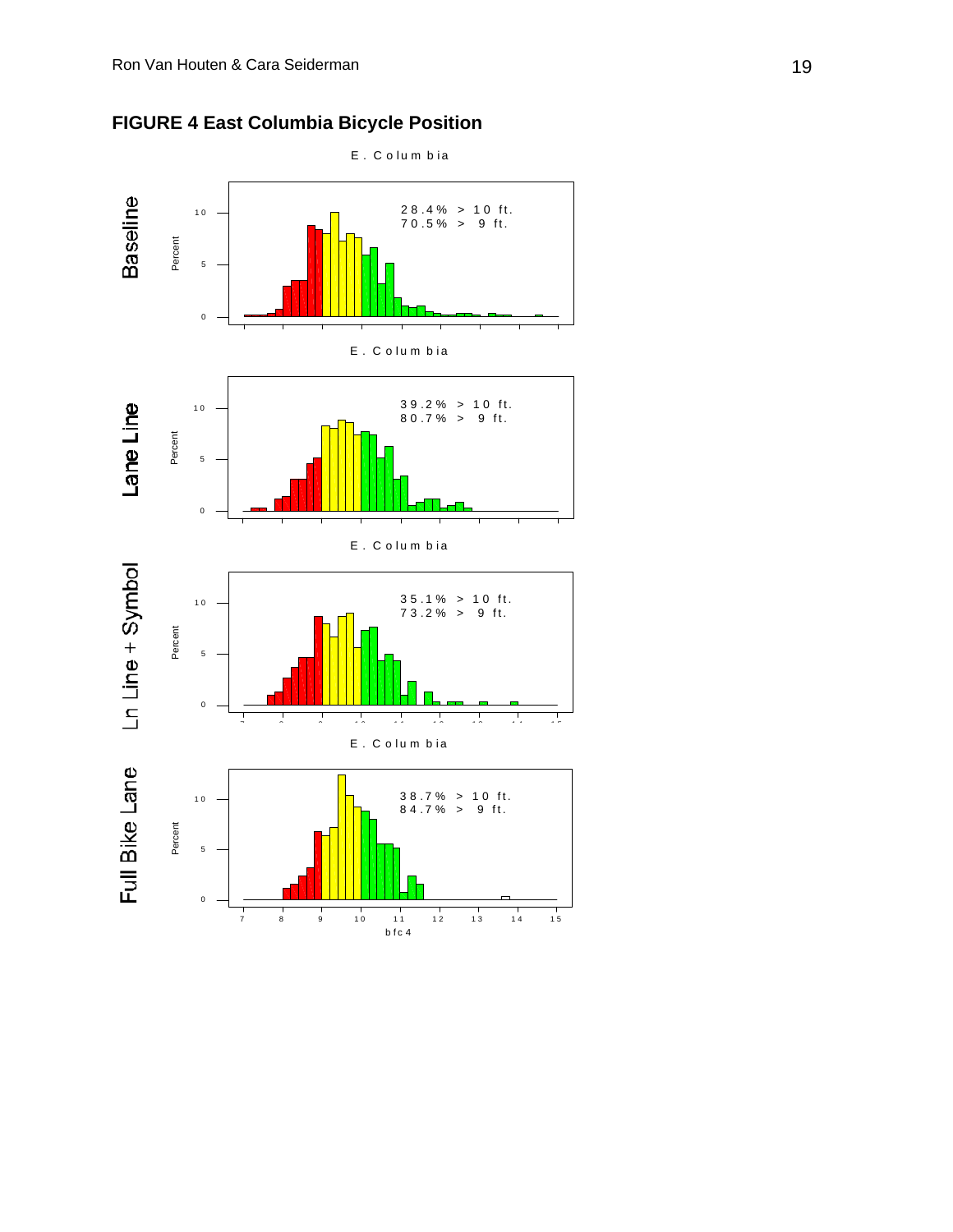**FIGURE 4 East Columbia Bicycle Position**

E. Columbia

Baseline

28.4% > 10 ft.
70.5% > 9 ft.

E. Columbia

Lane Line

39.2% > 10 ft.
80.7% > 9 ft.

E. Columbia

Ln Line + Symbol

35.1% > 10 ft.
73.2% > 9 ft.

E. Columbia

Full Bike Lane

38.7% > 10 ft.
84.7% > 9 ft.

bfc4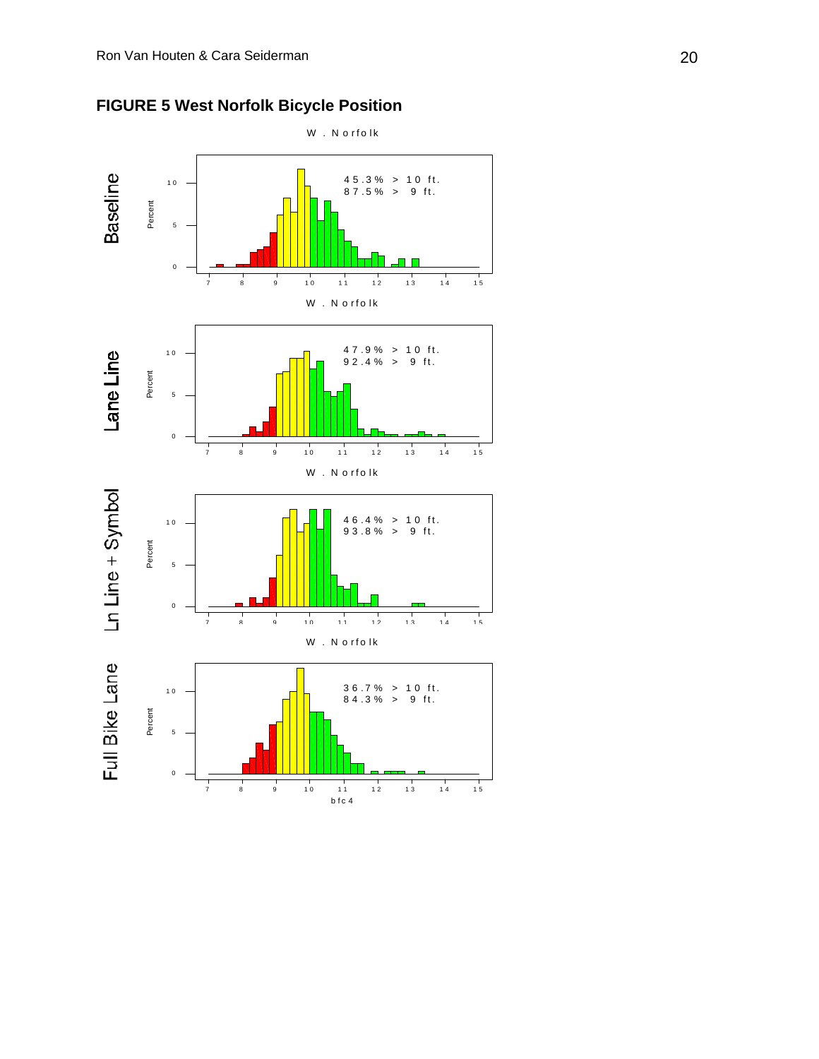**FIGURE 5 West Norfolk Bicycle Position**

Baseline — W. Norfolk: 45.3% > 10 ft. 87.5% > 9 ft.

Lane Line — W. Norfolk: 47.9% > 10 ft. 92.4% > 9 ft.

Ln Line + Symbol — W. Norfolk: 46.4% > 10 ft. 93.8% > 9 ft.

Full Bike Lane — W. Norfolk: 36.7% > 10 ft. 84.3% > 9 ft.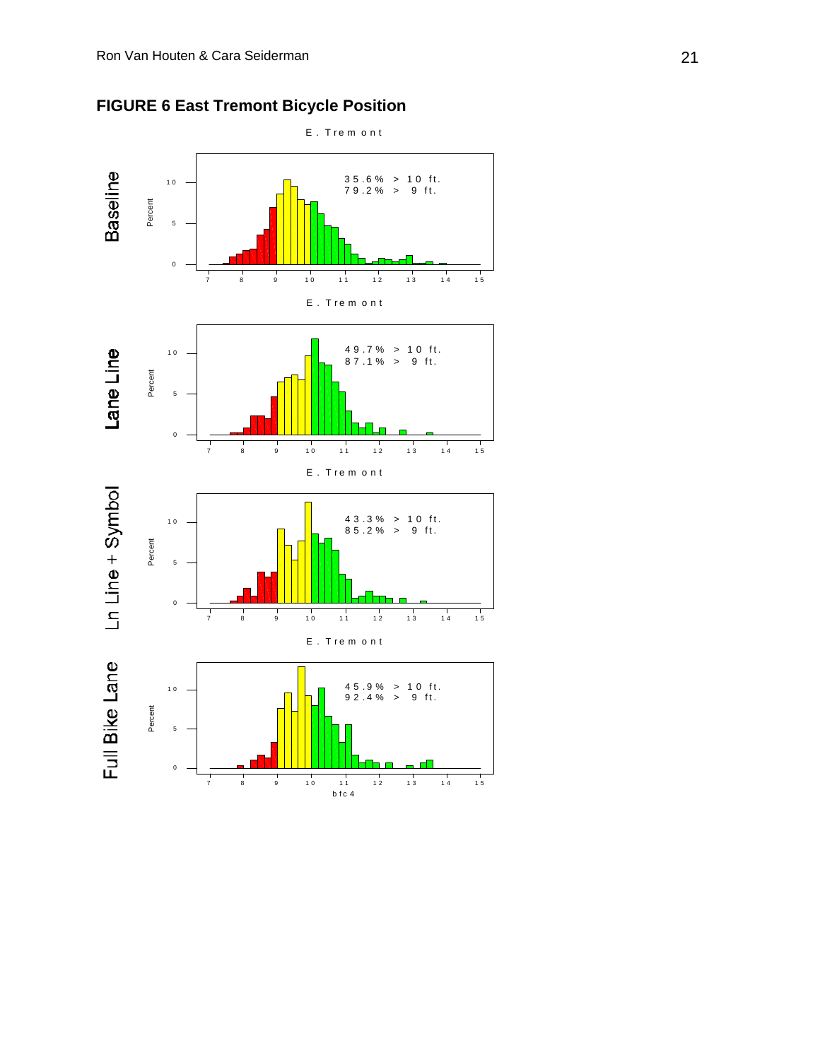# FIGURE 6 East Tremont Bicycle Position

Baseline

E. Tremont

35.6% > 10 ft.
79.2% > 9 ft.

Lane Line

E. Tremont

49.7% > 10 ft.
87.1% > 9 ft.

Ln Line + Symbol

E. Tremont

43.3% > 10 ft.
85.2% > 9 ft.

Full Bike Lane

E. Tremont

45.9% > 10 ft.
92.4% > 9 ft.

bfc4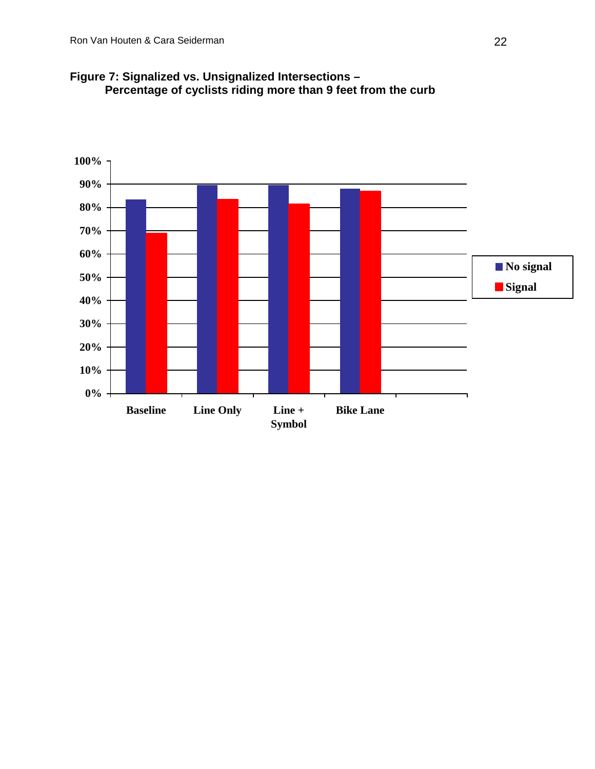**Figure 7: Signalized vs. Unsignalized Intersections –
Percentage of cyclists riding more than 9 feet from the curb**

100%
90%
80%
70%
60%
50%
40%
30%
20%
10%
0%

Baseline Line Only Line + Symbol Bike Lane

No signal
Signal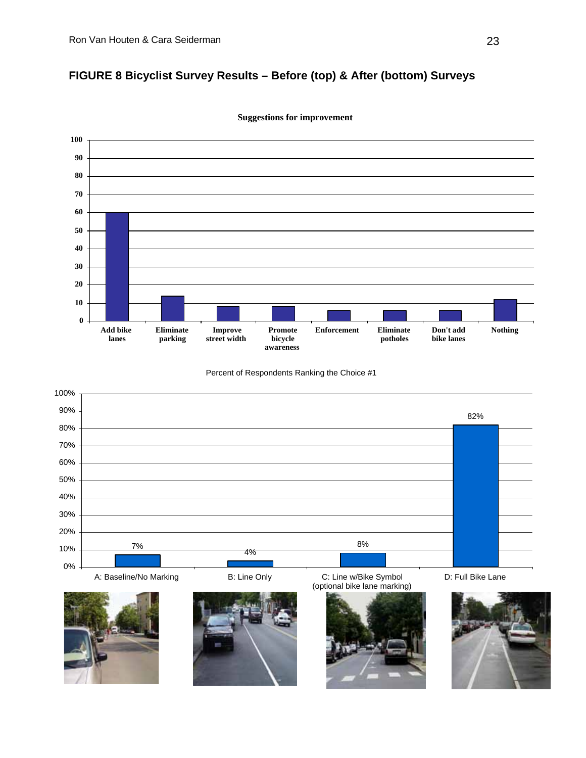## FIGURE 8 Bicyclist Survey Results – Before (top) & After (bottom) Surveys

**Suggestions for improvement**

| Suggestion | Percent |
|---|---|
| Add bike lanes | 60 |
| Eliminate parking | 14 |
| Improve street width | 8 |
| Promote bicycle awareness | 8 |
| Enforcement | 6 |
| Eliminate potholes | 6 |
| Don't add bike lanes | 6 |
| Nothing | 12 |

Percent of Respondents Ranking the Choice #1

| Choice | Percent |
|---|---|
| A: Baseline/No Marking | 7% |
| B: Line Only | 4% |
| C: Line w/Bike Symbol (optional bike lane marking) | 8% |
| D: Full Bike Lane | 82% |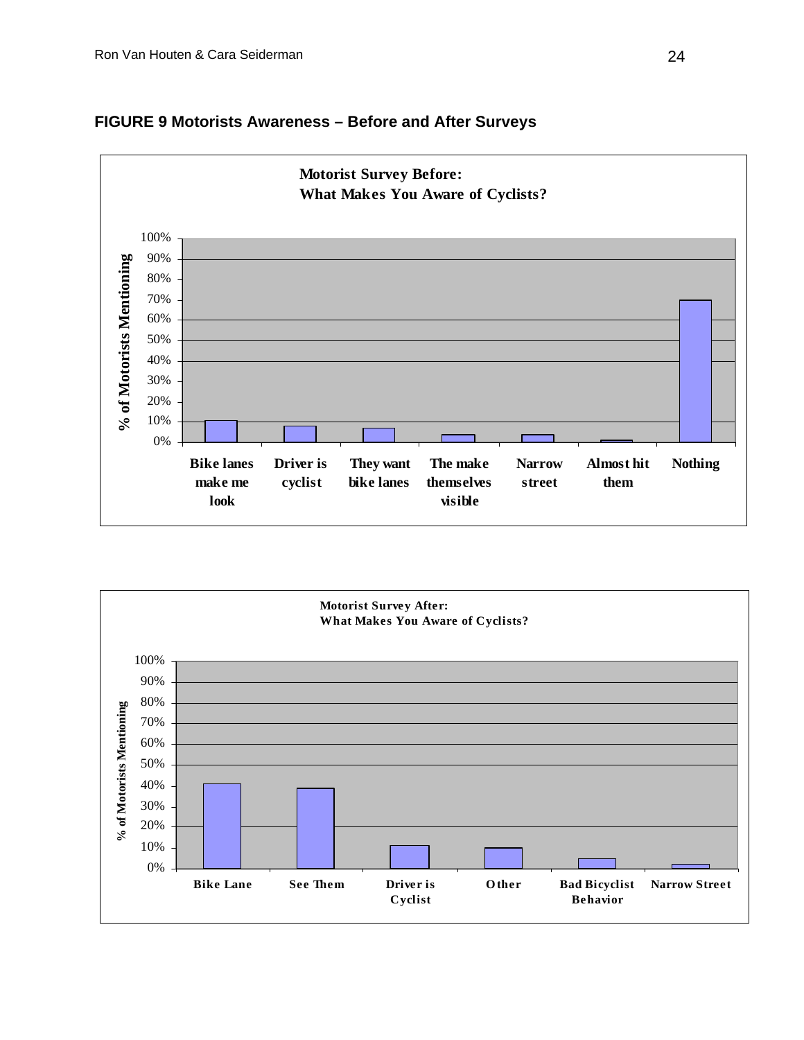**FIGURE 9 Motorists Awareness – Before and After Surveys**

Motorist Survey Before:
What Makes You Aware of Cyclists?

% of Motorists Mentioning

100%
90%
80%
70%
60%
50%
40%
30%
20%
10%
0%

Bike lanes make me look
Driver is cyclist
They want bike lanes
The make themselves visible
Narrow street
Almost hit them
Nothing

Motorist Survey After:
What Makes You Aware of Cyclists?

% of Motorists Mentioning

100%
90%
80%
70%
60%
50%
40%
30%
20%
10%
0%

Bike Lane
See Them
Driver is Cyclist
Other
Bad Bicyclist Behavior
Narrow Street